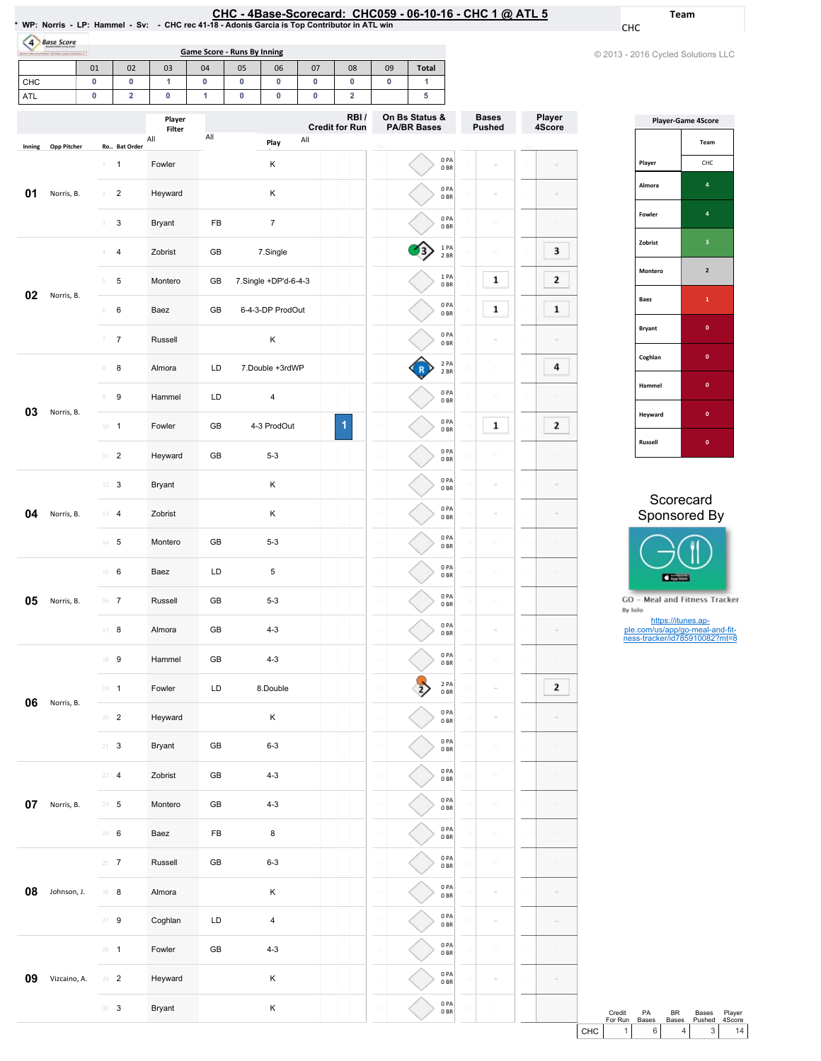# CHC - 4Base-Scorecard: CHC059 - 06-10-16 - CHC 1 @ ATL 5

\* WP: Norris - LP: Hammel - Sv: - CHC rec 41-18 - Adonis Garcia is Top Contributor in ATL win

Team: CHC

© 2013 - 2016 Cycled Solutions LLC

## Game Score - Runs By Inning

| | 01 | 02 | 03 | 04 | 05 | 06 | 07 | 08 | 09 | Total |
|---|---|---|---|---|---|---|---|---|---|---|
| CHC | 0 | 0 | 1 | 0 | 0 | 0 | 0 | 0 | 0 | 1 |
| ATL | 0 | 2 | 0 | 1 | 0 | 0 | 0 | 2 | | 5 |

| Inning | Opp Pitcher | Ro.. | Bat Order | Player | | Play | RBI / Credit for Run | On Bs Status & PA/BR Bases | Bases Pushed | Player 4Score |
|---|---|---|---|---|---|---|---|---|---|---|
| 01 | Norris, B. | 1 | 1 | Fowler | | K | | 0 PA 0 BR | | |
| | | 2 | 2 | Heyward | | K | | 0 PA 0 BR | | |
| | | 3 | 3 | Bryant | FB | 7 | | 0 PA 0 BR | | |
| 02 | Norris, B. | 4 | 4 | Zobrist | GB | 7.Single | | 1 PA 2 BR | | 3 |
| | | 5 | 5 | Montero | GB | 7.Single +DP'd-6-4-3 | | 1 PA 0 BR | 1 | 2 |
| | | 6 | 6 | Baez | GB | 6-4-3-DP ProdOut | | 0 PA 0 BR | 1 | 1 |
| | | 7 | 7 | Russell | | K | | 0 PA 0 BR | | |
| 03 | Norris, B. | 8 | 8 | Almora | LD | 7.Double +3rdWP | | 2 PA 2 BR | | 4 |
| | | 9 | 9 | Hammel | LD | 4 | | 0 PA 0 BR | | |
| | | 10 | 1 | Fowler | GB | 4-3 ProdOut | 1 | 0 PA 0 BR | 1 | 2 |
| | | 11 | 2 | Heyward | GB | 5-3 | | 0 PA 0 BR | | |
| 04 | Norris, B. | 12 | 3 | Bryant | | K | | 0 PA 0 BR | | |
| | | 13 | 4 | Zobrist | | K | | 0 PA 0 BR | | |
| | | 14 | 5 | Montero | GB | 5-3 | | 0 PA 0 BR | | |
| 05 | Norris, B. | 15 | 6 | Baez | LD | 5 | | 0 PA 0 BR | | |
| | | 16 | 7 | Russell | GB | 5-3 | | 0 PA 0 BR | | |
| | | 17 | 8 | Almora | GB | 4-3 | | 0 PA 0 BR | | |
| 06 | Norris, B. | 18 | 9 | Hammel | GB | 4-3 | | 0 PA 0 BR | | |
| | | 19 | 1 | Fowler | LD | 8.Double | | 2 PA 0 BR | | 2 |
| | | 20 | 2 | Heyward | | K | | 0 PA 0 BR | | |
| | | 21 | 3 | Bryant | GB | 6-3 | | 0 PA 0 BR | | |
| 07 | Norris, B. | 22 | 4 | Zobrist | GB | 4-3 | | 0 PA 0 BR | | |
| | | 23 | 5 | Montero | GB | 4-3 | | 0 PA 0 BR | | |
| | | 24 | 6 | Baez | FB | 8 | | 0 PA 0 BR | | |
| 08 | Johnson, J. | 25 | 7 | Russell | GB | 6-3 | | 0 PA 0 BR | | |
| | | 26 | 8 | Almora | | K | | 0 PA 0 BR | | |
| | | 27 | 9 | Coghlan | LD | 4 | | 0 PA 0 BR | | |
| 09 | Vizcaino, A. | 28 | 1 | Fowler | GB | 4-3 | | 0 PA 0 BR | | |
| | | 29 | 2 | Heyward | | K | | 0 PA 0 BR | | |
| | | 30 | 3 | Bryant | | K | | 0 PA 0 BR | | |

## Player-Game 4Score

| Player | CHC |
|---|---|
| Almora | 4 |
| Fowler | 4 |
| Zobrist | 3 |
| Montero | 2 |
| Baez | 1 |
| Bryant | 0 |
| Coghlan | 0 |
| Hammel | 0 |
| Heyward | 0 |
| Russell | 0 |

Scorecard Sponsored By

GO - Meal and Fitness Tracker
By Iolo

https://itunes.apple.com/us/app/go-meal-and-fit-ness-tracker/id785910082?mt=8

| | Credit For Run | PA Bases | BR Bases | Bases Pushed | Player 4Score |
|---|---|---|---|---|---|
| CHC | 1 | 6 | 4 | 3 | 14 |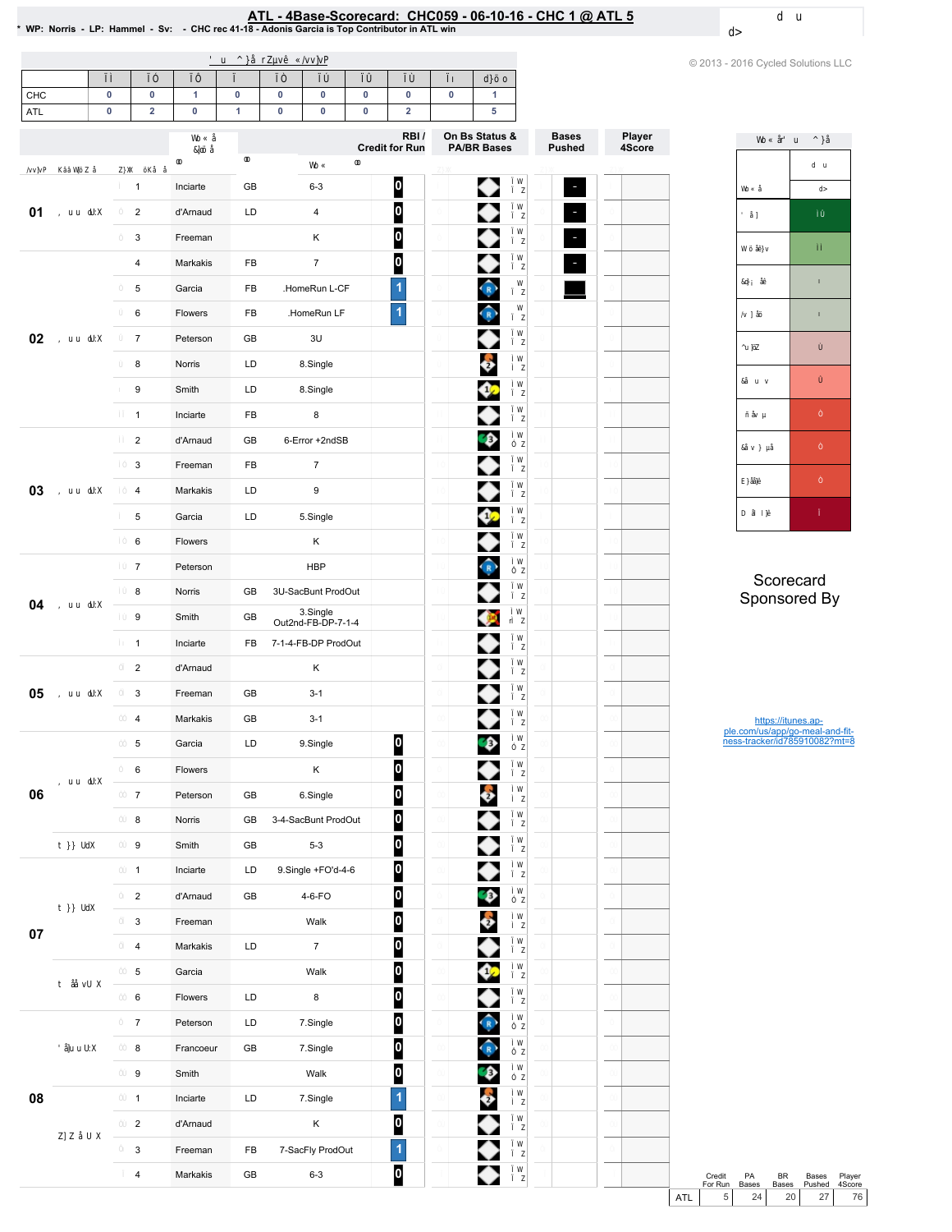# ATL - 4Base-Scorecard: CHC059 - 06-10-16 - CHC 1 @ ATL 5

* WP: Norris - LP: Hammel - Sv: - CHC rec 41-18 - Adonis Garcia is Top Contributor in ATL win

© 2013 - 2016 Cycled Solutions LLC

| | 1 | 2 | 3 | 4 | 5 | 6 | 7 | 8 | 9 | R |
|---|---|---|---|---|---|---|---|---|---|---|
| CHC | 0 | 0 | 1 | 0 | 0 | 0 | 0 | 0 | 0 | 1 |
| ATL | 0 | 2 | 0 | 1 | 0 | 0 | 0 | 2 | | 5 |

| Inning | | # | Player | | Play | RBI / Credit for Run |
|---|---|---|---|---|---|---|
| 01 | | 1 | Inciarte | GB | 6-3 | 0 |
| | | 2 | d'Arnaud | LD | 4 | 0 |
| | | 3 | Freeman | | K | 0 |
| 02 | | 4 | Markakis | FB | 7 | 0 |
| | | 5 | Garcia | FB | .HomeRun L-CF | 1 |
| | | 6 | Flowers | FB | .HomeRun LF | 1 |
| | | 7 | Peterson | GB | 3U | |
| | | 8 | Norris | LD | 8.Single | |
| | | 9 | Smith | LD | 8.Single | |
| | | 1 | Inciarte | FB | 8 | |
| 03 | | 2 | d'Arnaud | GB | 6-Error +2ndSB | |
| | | 3 | Freeman | FB | 7 | |
| | | 4 | Markakis | LD | 9 | |
| | | 5 | Garcia | LD | 5.Single | |
| | | 6 | Flowers | | K | |
| 04 | | 7 | Peterson | | HBP | |
| | | 8 | Norris | GB | 3U-SacBunt ProdOut | |
| | | 9 | Smith | GB | 3.Single Out2nd-FB-DP-7-1-4 | |
| | | 1 | Inciarte | FB | 7-1-4-FB-DP ProdOut | |
| 05 | | 2 | d'Arnaud | | K | |
| | | 3 | Freeman | GB | 3-1 | |
| | | 4 | Markakis | GB | 3-1 | |
| 06 | | 5 | Garcia | LD | 9.Single | 0 |
| | | 6 | Flowers | | K | 0 |
| | | 7 | Peterson | GB | 6.Single | 0 |
| | | 8 | Norris | GB | 3-4-SacBunt ProdOut | 0 |
| | | 9 | Smith | GB | 5-3 | 0 |
| 07 | | 1 | Inciarte | LD | 9.Single +FO'd-4-6 | 0 |
| | | 2 | d'Arnaud | GB | 4-6-FO | 0 |
| | | 3 | Freeman | | Walk | 0 |
| | | 4 | Markakis | LD | 7 | 0 |
| | | 5 | Garcia | | Walk | 0 |
| | | 6 | Flowers | LD | 8 | 0 |
| 08 | | 7 | Peterson | LD | 7.Single | 0 |
| | | 8 | Francoeur | GB | 7.Single | 0 |
| | | 9 | Smith | | Walk | 0 |
| | | 1 | Inciarte | LD | 7.Single | 1 |
| | | 2 | d'Arnaud | | K | 0 |
| | | 3 | Freeman | FB | 7-SacFly ProdOut | 1 |
| | | 4 | Markakis | GB | 6-3 | 0 |

Scorecard Sponsored By

https://itunes.apple.com/us/app/go-meal-and-fitness-tracker/id785910082?mt=8

| | Credit For Run | PA Bases | BR Bases | Bases Pushed | Player 4Score |
|---|---|---|---|---|---|
| ATL | 5 | 24 | 20 | 27 | 76 |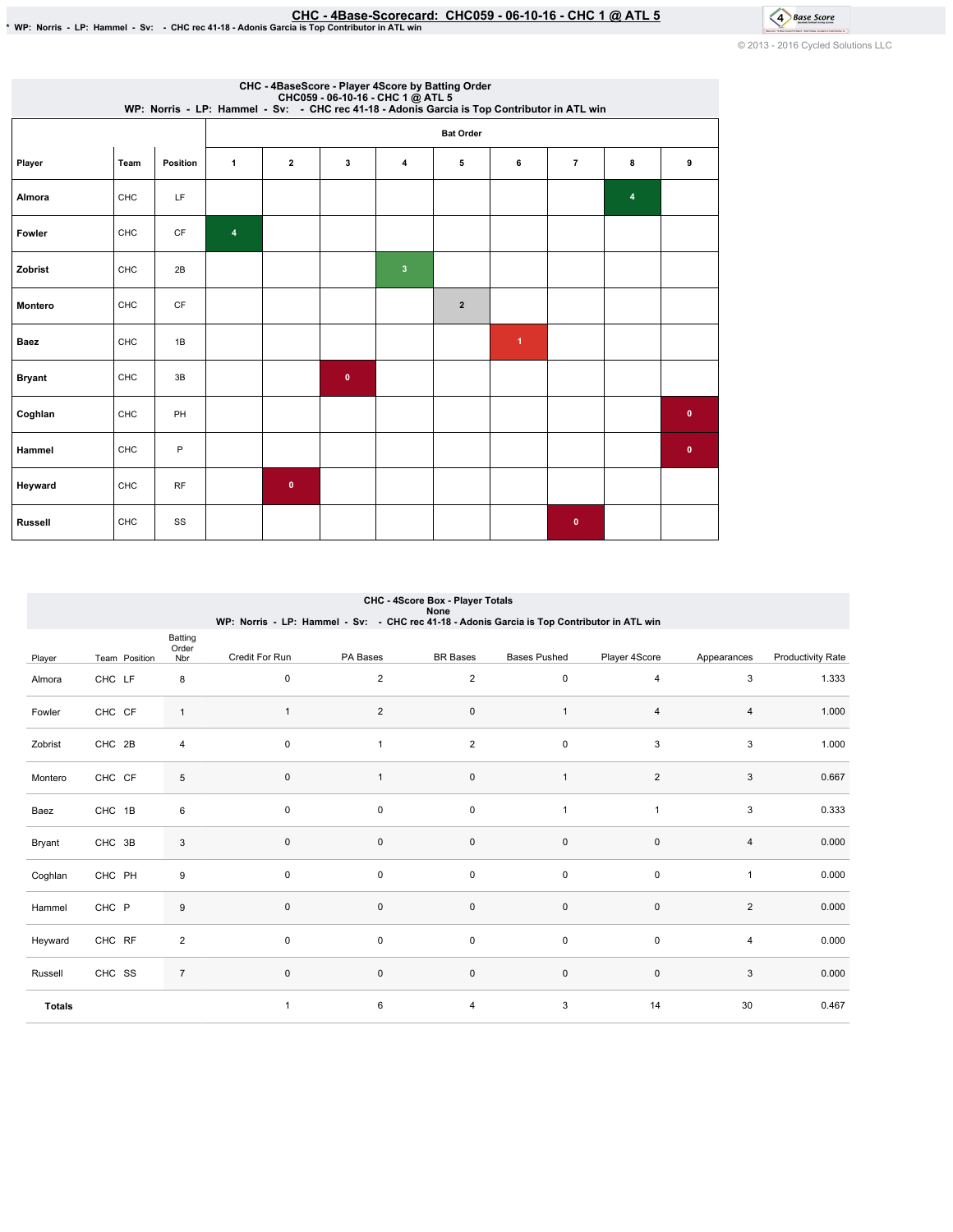# CHC - 4Base-Scorecard: CHC059 - 06-10-16 - CHC 1 @ ATL 5

* WP: Norris - LP: Hammel - Sv: - CHC rec 41-18 - Adonis Garcia is Top Contributor in ATL win

© 2013 - 2016 Cycled Solutions LLC

## CHC - 4BaseScore - Player 4Score by Batting Order
CHC059 - 06-10-16 - CHC 1 @ ATL 5
WP: Norris - LP: Hammel - Sv: - CHC rec 41-18 - Adonis Garcia is Top Contributor in ATL win

| Player | Team | Position | Bat Order 1 | 2 | 3 | 4 | 5 | 6 | 7 | 8 | 9 |
|---|---|---|---|---|---|---|---|---|---|---|---|
| Almora | CHC | LF | | | | | | | | 4 | |
| Fowler | CHC | CF | 4 | | | | | | | | |
| Zobrist | CHC | 2B | | | | 3 | | | | | |
| Montero | CHC | CF | | | | | 2 | | | | |
| Baez | CHC | 1B | | | | | | 1 | | | |
| Bryant | CHC | 3B | | | 0 | | | | | | |
| Coghlan | CHC | PH | | | | | | | | | 0 |
| Hammel | CHC | P | | | | | | | | | 0 |
| Heyward | CHC | RF | | 0 | | | | | | | |
| Russell | CHC | SS | | | | | | | 0 | | |

## CHC - 4Score Box - Player Totals
None
WP: Norris - LP: Hammel - Sv: - CHC rec 41-18 - Adonis Garcia is Top Contributor in ATL win

| Player | Team | Position | Batting Order Nbr | Credit For Run | PA Bases | BR Bases | Bases Pushed | Player 4Score | Appearances | Productivity Rate |
|---|---|---|---|---|---|---|---|---|---|---|
| Almora | CHC | LF | 8 | 0 | 2 | 2 | 0 | 4 | 3 | 1.333 |
| Fowler | CHC | CF | 1 | 1 | 2 | 0 | 1 | 4 | 4 | 1.000 |
| Zobrist | CHC | 2B | 4 | 0 | 1 | 2 | 0 | 3 | 3 | 1.000 |
| Montero | CHC | CF | 5 | 0 | 1 | 0 | 1 | 2 | 3 | 0.667 |
| Baez | CHC | 1B | 6 | 0 | 0 | 0 | 1 | 1 | 3 | 0.333 |
| Bryant | CHC | 3B | 3 | 0 | 0 | 0 | 0 | 0 | 4 | 0.000 |
| Coghlan | CHC | PH | 9 | 0 | 0 | 0 | 0 | 0 | 1 | 0.000 |
| Hammel | CHC | P | 9 | 0 | 0 | 0 | 0 | 0 | 2 | 0.000 |
| Heyward | CHC | RF | 2 | 0 | 0 | 0 | 0 | 0 | 4 | 0.000 |
| Russell | CHC | SS | 7 | 0 | 0 | 0 | 0 | 0 | 3 | 0.000 |
| **Totals** | | | | 1 | 6 | 4 | 3 | 14 | 30 | 0.467 |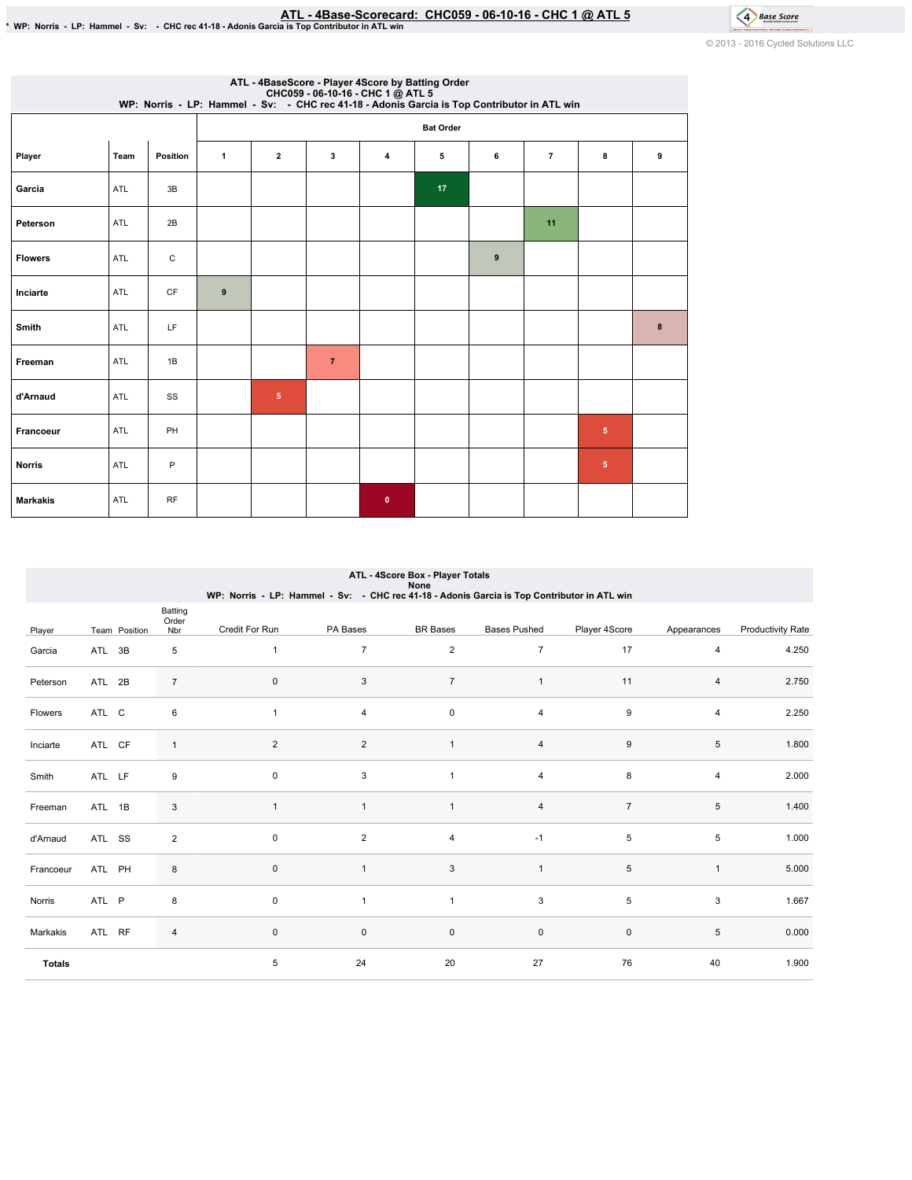# ATL - 4Base-Scorecard: CHC059 - 06-10-16 - CHC 1 @ ATL 5

\* WP: Norris - LP: Hammel - Sv: - CHC rec 41-18 - Adonis Garcia is Top Contributor in ATL win

© 2013 - 2016 Cycled Solutions LLC

## ATL - 4BaseScore - Player 4Score by Batting Order
CHC059 - 06-10-16 - CHC 1 @ ATL 5
WP: Norris - LP: Hammel - Sv: - CHC rec 41-18 - Adonis Garcia is Top Contributor in ATL win

| | | | Bat Order | | | | | | | | |
|---|---|---|---|---|---|---|---|---|---|---|---|
| Player | Team | Position | 1 | 2 | 3 | 4 | 5 | 6 | 7 | 8 | 9 |
| Garcia | ATL | 3B | | | | | 17 | | | | |
| Peterson | ATL | 2B | | | | | | | 11 | | |
| Flowers | ATL | C | | | | | | 9 | | | |
| Inciarte | ATL | CF | 9 | | | | | | | | |
| Smith | ATL | LF | | | | | | | | | 8 |
| Freeman | ATL | 1B | | | 7 | | | | | | |
| d'Arnaud | ATL | SS | | 5 | | | | | | | |
| Francoeur | ATL | PH | | | | | | | | 5 | |
| Norris | ATL | P | | | | | | | | 5 | |
| Markakis | ATL | RF | | | | 0 | | | | | |

## ATL - 4Score Box - Player Totals
None
WP: Norris - LP: Hammel - Sv: - CHC rec 41-18 - Adonis Garcia is Top Contributor in ATL win

| Player | Team | Position | Batting Order Nbr | Credit For Run | PA Bases | BR Bases | Bases Pushed | Player 4Score | Appearances | Productivity Rate |
|---|---|---|---|---|---|---|---|---|---|---|
| Garcia | ATL | 3B | 5 | 1 | 7 | 2 | 7 | 17 | 4 | 4.250 |
| Peterson | ATL | 2B | 7 | 0 | 3 | 7 | 1 | 11 | 4 | 2.750 |
| Flowers | ATL | C | 6 | 1 | 4 | 0 | 4 | 9 | 4 | 2.250 |
| Inciarte | ATL | CF | 1 | 2 | 2 | 1 | 4 | 9 | 5 | 1.800 |
| Smith | ATL | LF | 9 | 0 | 3 | 1 | 4 | 8 | 4 | 2.000 |
| Freeman | ATL | 1B | 3 | 1 | 1 | 1 | 4 | 7 | 5 | 1.400 |
| d'Arnaud | ATL | SS | 2 | 0 | 2 | 4 | -1 | 5 | 5 | 1.000 |
| Francoeur | ATL | PH | 8 | 0 | 1 | 3 | 1 | 5 | 1 | 5.000 |
| Norris | ATL | P | 8 | 0 | 1 | 1 | 3 | 5 | 3 | 1.667 |
| Markakis | ATL | RF | 4 | 0 | 0 | 0 | 0 | 0 | 5 | 0.000 |
| **Totals** | | | | 5 | 24 | 20 | 27 | 76 | 40 | 1.900 |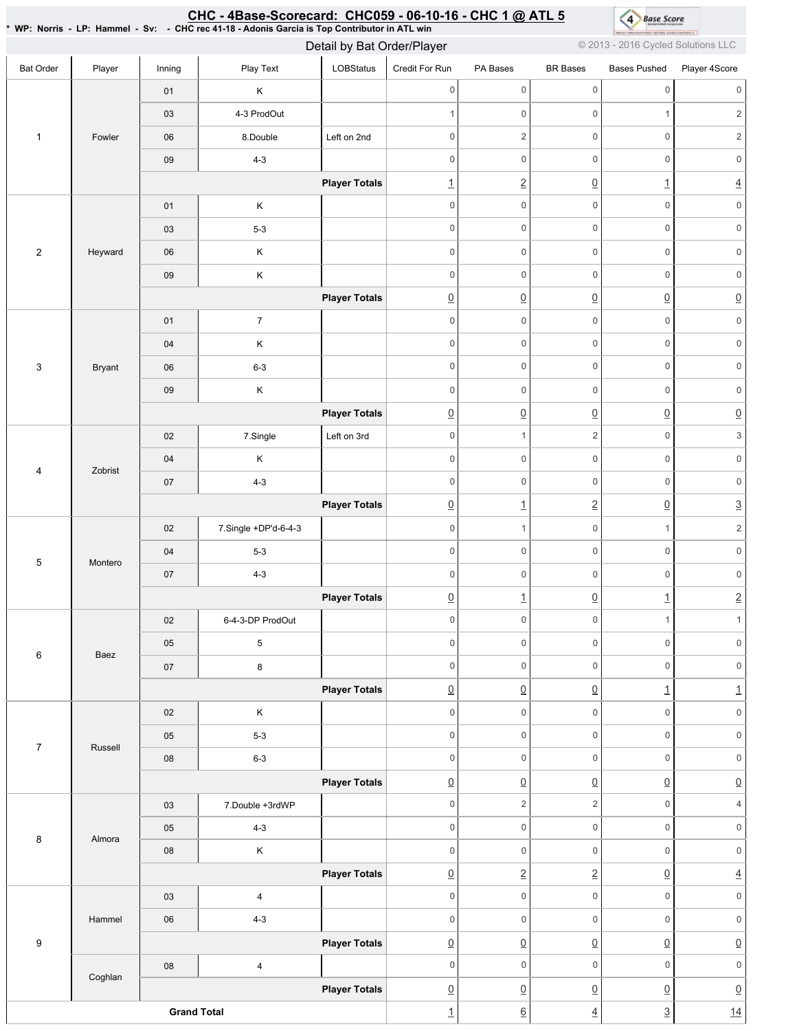## CHC - 4Base-Scorecard: CHC059 - 06-10-16 - CHC 1 @ ATL 5

**\* WP: Norris - LP: Hammel - Sv: - CHC rec 41-18 - Adonis Garcia is Top Contributor in ATL win**

Detail by Bat Order/Player

© 2013 - 2016 Cycled Solutions LLC

| Bat Order | Player | Inning | Play Text | LOBStatus | Credit For Run | PA Bases | BR Bases | Bases Pushed | Player 4Score |
|---|---|---|---|---|---|---|---|---|---|
| 1 | Fowler | 01 | K | | 0 | 0 | 0 | 0 | 0 |
| | | 03 | 4-3 ProdOut | | 1 | 0 | 0 | 1 | 2 |
| | | 06 | 8.Double | Left on 2nd | 0 | 2 | 0 | 0 | 2 |
| | | 09 | 4-3 | | 0 | 0 | 0 | 0 | 0 |
| | | | | **Player Totals** | 1 | 2 | 0 | 1 | 4 |
| 2 | Heyward | 01 | K | | 0 | 0 | 0 | 0 | 0 |
| | | 03 | 5-3 | | 0 | 0 | 0 | 0 | 0 |
| | | 06 | K | | 0 | 0 | 0 | 0 | 0 |
| | | 09 | K | | 0 | 0 | 0 | 0 | 0 |
| | | | | **Player Totals** | 0 | 0 | 0 | 0 | 0 |
| 3 | Bryant | 01 | 7 | | 0 | 0 | 0 | 0 | 0 |
| | | 04 | K | | 0 | 0 | 0 | 0 | 0 |
| | | 06 | 6-3 | | 0 | 0 | 0 | 0 | 0 |
| | | 09 | K | | 0 | 0 | 0 | 0 | 0 |
| | | | | **Player Totals** | 0 | 0 | 0 | 0 | 0 |
| 4 | Zobrist | 02 | 7.Single | Left on 3rd | 0 | 1 | 2 | 0 | 3 |
| | | 04 | K | | 0 | 0 | 0 | 0 | 0 |
| | | 07 | 4-3 | | 0 | 0 | 0 | 0 | 0 |
| | | | | **Player Totals** | 0 | 1 | 2 | 0 | 3 |
| 5 | Montero | 02 | 7.Single +DP'd-6-4-3 | | 0 | 1 | 0 | 1 | 2 |
| | | 04 | 5-3 | | 0 | 0 | 0 | 0 | 0 |
| | | 07 | 4-3 | | 0 | 0 | 0 | 0 | 0 |
| | | | | **Player Totals** | 0 | 1 | 0 | 1 | 2 |
| 6 | Baez | 02 | 6-4-3-DP ProdOut | | 0 | 0 | 0 | 1 | 1 |
| | | 05 | 5 | | 0 | 0 | 0 | 0 | 0 |
| | | 07 | 8 | | 0 | 0 | 0 | 0 | 0 |
| | | | | **Player Totals** | 0 | 0 | 0 | 1 | 1 |
| 7 | Russell | 02 | K | | 0 | 0 | 0 | 0 | 0 |
| | | 05 | 5-3 | | 0 | 0 | 0 | 0 | 0 |
| | | 08 | 6-3 | | 0 | 0 | 0 | 0 | 0 |
| | | | | **Player Totals** | 0 | 0 | 0 | 0 | 0 |
| 8 | Almora | 03 | 7.Double +3rdWP | | 0 | 2 | 2 | 0 | 4 |
| | | 05 | 4-3 | | 0 | 0 | 0 | 0 | 0 |
| | | 08 | K | | 0 | 0 | 0 | 0 | 0 |
| | | | | **Player Totals** | 0 | 2 | 2 | 0 | 4 |
| 9 | Hammel | 03 | 4 | | 0 | 0 | 0 | 0 | 0 |
| | | 06 | 4-3 | | 0 | 0 | 0 | 0 | 0 |
| | | | | **Player Totals** | 0 | 0 | 0 | 0 | 0 |
| | Coghlan | 08 | 4 | | 0 | 0 | 0 | 0 | 0 |
| | | | | **Player Totals** | 0 | 0 | 0 | 0 | 0 |
| **Grand Total** | | | | | 1 | 6 | 4 | 3 | 14 |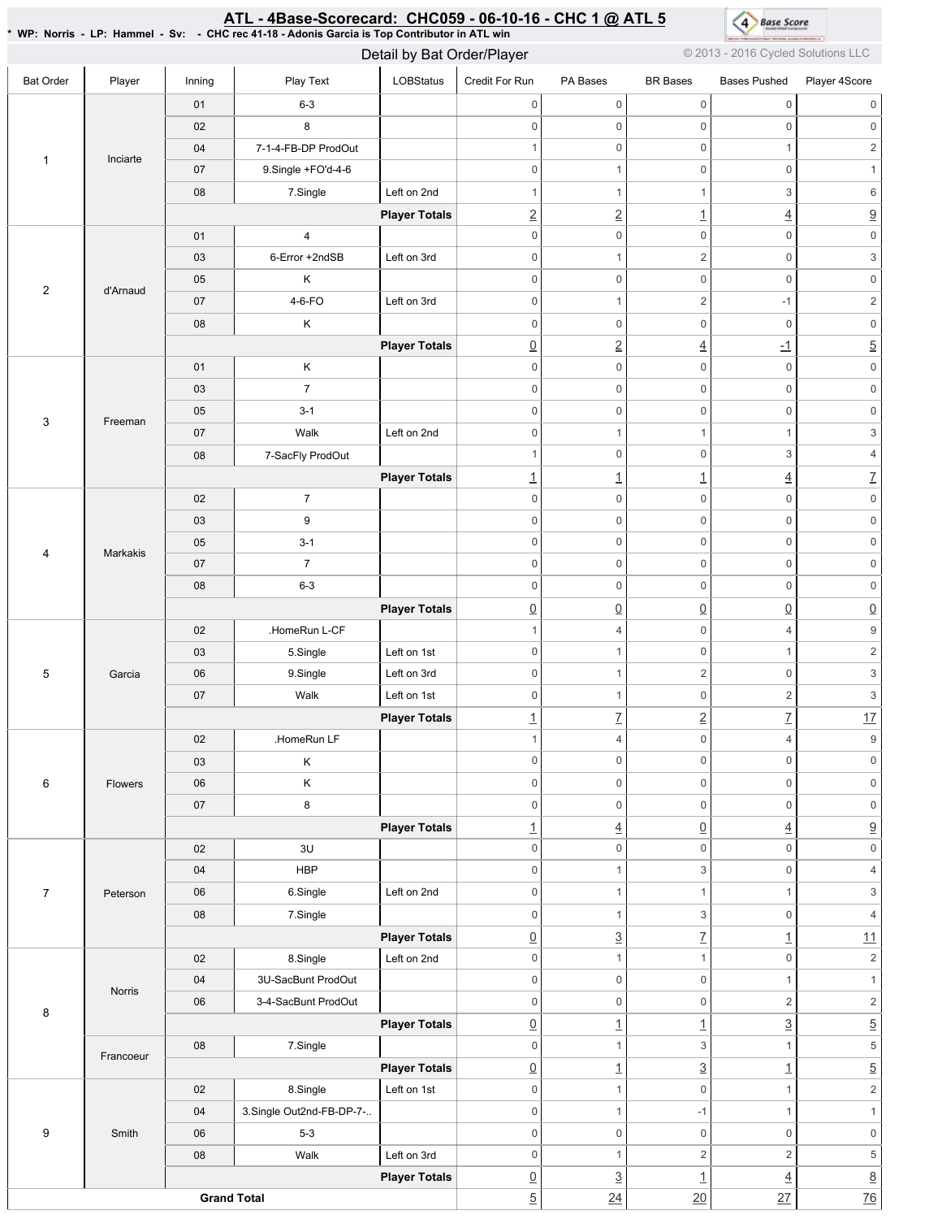## ATL - 4Base-Scorecard: CHC059 - 06-10-16 - CHC 1 @ ATL 5

* WP: Norris - LP: Hammel - Sv: - CHC rec 41-18 - Adonis Garcia is Top Contributor in ATL win

Detail by Bat Order/Player

© 2013 - 2016 Cycled Solutions LLC

| Bat Order | Player | Inning | Play Text | LOBStatus | Credit For Run | PA Bases | BR Bases | Bases Pushed | Player 4Score |
|---|---|---|---|---|---|---|---|---|---|
| 1 | Inciarte | 01 | 6-3 | | 0 | 0 | 0 | 0 | 0 |
| | | 02 | 8 | | 0 | 0 | 0 | 0 | 0 |
| | | 04 | 7-1-4-FB-DP ProdOut | | 1 | 0 | 0 | 1 | 2 |
| | | 07 | 9.Single +FO'd-4-6 | | 0 | 1 | 0 | 0 | 1 |
| | | 08 | 7.Single | Left on 2nd | 1 | 1 | 1 | 3 | 6 |
| | | | | **Player Totals** | 2 | 2 | 1 | 4 | 9 |
| 2 | d'Arnaud | 01 | 4 | | 0 | 0 | 0 | 0 | 0 |
| | | 03 | 6-Error +2ndSB | Left on 3rd | 0 | 1 | 2 | 0 | 3 |
| | | 05 | K | | 0 | 0 | 0 | 0 | 0 |
| | | 07 | 4-6-FO | Left on 3rd | 0 | 1 | 2 | -1 | 2 |
| | | 08 | K | | 0 | 0 | 0 | 0 | 0 |
| | | | | **Player Totals** | 0 | 2 | 4 | -1 | 5 |
| 3 | Freeman | 01 | K | | 0 | 0 | 0 | 0 | 0 |
| | | 03 | 7 | | 0 | 0 | 0 | 0 | 0 |
| | | 05 | 3-1 | | 0 | 0 | 0 | 0 | 0 |
| | | 07 | Walk | Left on 2nd | 0 | 1 | 1 | 1 | 3 |
| | | 08 | 7-SacFly ProdOut | | 1 | 0 | 0 | 3 | 4 |
| | | | | **Player Totals** | 1 | 1 | 1 | 4 | 7 |
| 4 | Markakis | 02 | 7 | | 0 | 0 | 0 | 0 | 0 |
| | | 03 | 9 | | 0 | 0 | 0 | 0 | 0 |
| | | 05 | 3-1 | | 0 | 0 | 0 | 0 | 0 |
| | | 07 | 7 | | 0 | 0 | 0 | 0 | 0 |
| | | 08 | 6-3 | | 0 | 0 | 0 | 0 | 0 |
| | | | | **Player Totals** | 0 | 0 | 0 | 0 | 0 |
| 5 | Garcia | 02 | .HomeRun L-CF | | 1 | 4 | 0 | 4 | 9 |
| | | 03 | 5.Single | Left on 1st | 0 | 1 | 0 | 1 | 2 |
| | | 06 | 9.Single | Left on 3rd | 0 | 1 | 2 | 0 | 3 |
| | | 07 | Walk | Left on 1st | 0 | 1 | 0 | 2 | 3 |
| | | | | **Player Totals** | 1 | 7 | 2 | 7 | 17 |
| 6 | Flowers | 02 | .HomeRun LF | | 1 | 4 | 0 | 4 | 9 |
| | | 03 | K | | 0 | 0 | 0 | 0 | 0 |
| | | 06 | K | | 0 | 0 | 0 | 0 | 0 |
| | | 07 | 8 | | 0 | 0 | 0 | 0 | 0 |
| | | | | **Player Totals** | 1 | 4 | 0 | 4 | 9 |
| 7 | Peterson | 02 | 3U | | 0 | 0 | 0 | 0 | 0 |
| | | 04 | HBP | | 0 | 1 | 3 | 0 | 4 |
| | | 06 | 6.Single | Left on 2nd | 0 | 1 | 1 | 1 | 3 |
| | | 08 | 7.Single | | 0 | 1 | 3 | 0 | 4 |
| | | | | **Player Totals** | 0 | 3 | 7 | 1 | 11 |
| 8 | Norris | 02 | 8.Single | Left on 2nd | 0 | 1 | 1 | 0 | 2 |
| | | 04 | 3U-SacBunt ProdOut | | 0 | 0 | 0 | 1 | 1 |
| | | 06 | 3-4-SacBunt ProdOut | | 0 | 0 | 0 | 2 | 2 |
| | | | | **Player Totals** | 0 | 1 | 1 | 3 | 5 |
| | Francoeur | 08 | 7.Single | | 0 | 1 | 3 | 1 | 5 |
| | | | | **Player Totals** | 0 | 1 | 3 | 1 | 5 |
| 9 | Smith | 02 | 8.Single | Left on 1st | 0 | 1 | 0 | 1 | 2 |
| | | 04 | 3.Single Out2nd-FB-DP-7-.. | | 0 | 1 | -1 | 1 | 1 |
| | | 06 | 5-3 | | 0 | 0 | 0 | 0 | 0 |
| | | 08 | Walk | Left on 3rd | 0 | 1 | 2 | 2 | 5 |
| | | | | **Player Totals** | 0 | 3 | 1 | 4 | 8 |
| **Grand Total** | | | | | 5 | 24 | 20 | 27 | 76 |